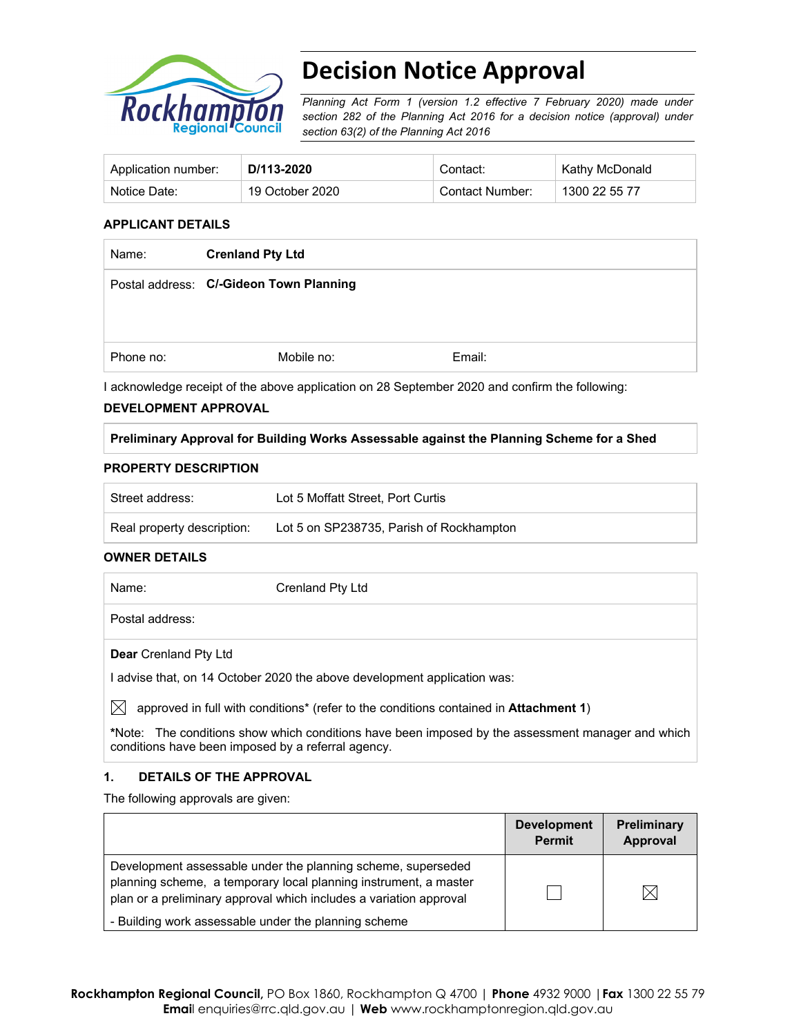# Decision Notice Approval

*Planning Act Form 1 (version 1.2 effective 7 February 2020) made under section 282 of the Planning Act 2016 for a decision notice (approval) under section 63(2) of the Planning Act 2016*

| Application number: | **D/113-2020** | Contact: | Kathy McDonald |
|---|---|---|---|
| Notice Date: | 19 October 2020 | Contact Number: | 1300 22 55 77 |

**APPLICANT DETAILS**

| Name: | **Crenland Pty Ltd** | |
|---|---|---|
| Postal address: | **C/-Gideon Town Planning** | |
| Phone no: | Mobile no: | Email: |

I acknowledge receipt of the above application on 28 September 2020 and confirm the following:

**DEVELOPMENT APPROVAL**

| **Preliminary Approval for Building Works Assessable against the Planning Scheme for a Shed** |
|---|

**PROPERTY DESCRIPTION**

| Street address: | Lot 5 Moffatt Street, Port Curtis |
|---|---|
| Real property description: | Lot 5 on SP238735, Parish of Rockhampton |

**OWNER DETAILS**

| Name: | Crenland Pty Ltd |
|---|---|
| Postal address: | |

**Dear** Crenland Pty Ltd

I advise that, on 14 October 2020 the above development application was:

☒ approved in full with conditions* (refer to the conditions contained in **Attachment 1**)

***Note:** The conditions show which conditions have been imposed by the assessment manager and which conditions have been imposed by a referral agency.

**1. DETAILS OF THE APPROVAL**

The following approvals are given:

| | **Development Permit** | **Preliminary Approval** |
|---|---|---|
| Development assessable under the planning scheme, superseded planning scheme, a temporary local planning instrument, a master plan or a preliminary approval which includes a variation approval<br>- Building work assessable under the planning scheme | ☐ | ☒ |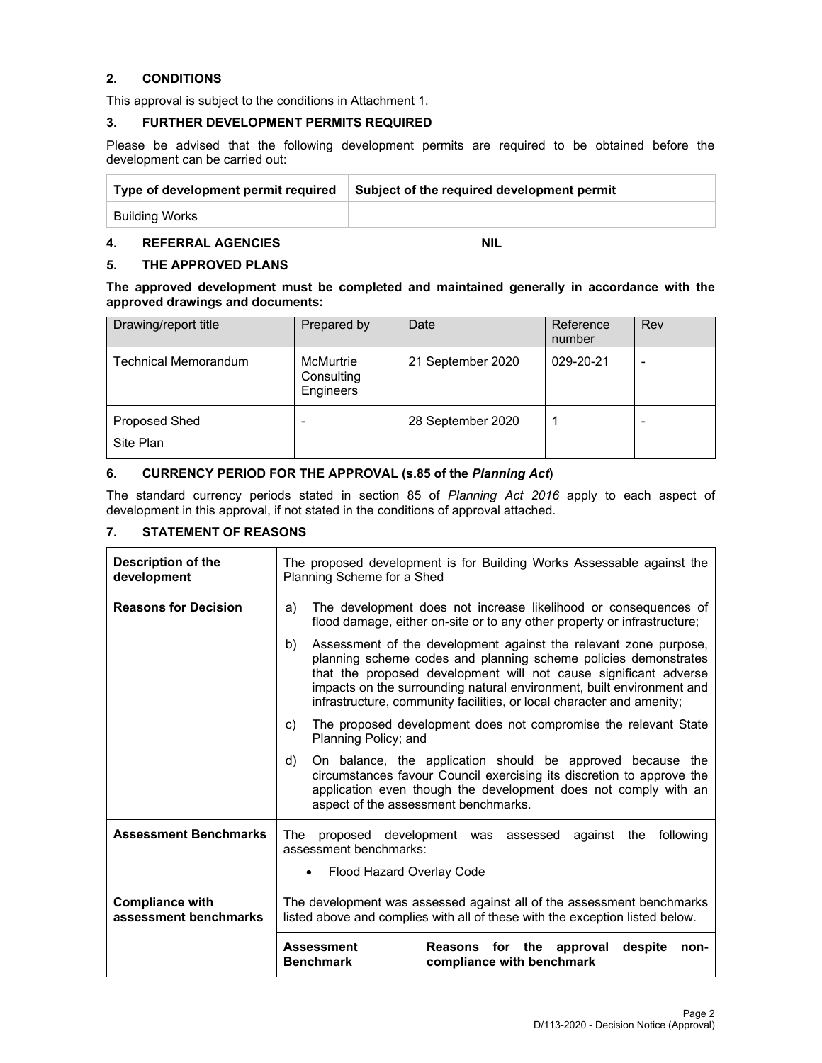## 2. CONDITIONS

This approval is subject to the conditions in Attachment 1.

## 3. FURTHER DEVELOPMENT PERMITS REQUIRED

Please be advised that the following development permits are required to be obtained before the development can be carried out:

| Type of development permit required | Subject of the required development permit |
|---|---|
| Building Works | |

## 4. REFERRAL AGENCIES NIL

## 5. THE APPROVED PLANS

**The approved development must be completed and maintained generally in accordance with the approved drawings and documents:**

| Drawing/report title | Prepared by | Date | Reference number | Rev |
|---|---|---|---|---|
| Technical Memorandum | McMurtrie Consulting Engineers | 21 September 2020 | 029-20-21 | - |
| Proposed Shed<br>Site Plan | - | 28 September 2020 | 1 | - |

## 6. CURRENCY PERIOD FOR THE APPROVAL (s.85 of the *Planning Act*)

The standard currency periods stated in section 85 of *Planning Act 2016* apply to each aspect of development in this approval, if not stated in the conditions of approval attached.

## 7. STATEMENT OF REASONS

| | | |
|---|---|---|
| **Description of the development** | The proposed development is for Building Works Assessable against the Planning Scheme for a Shed | |
| **Reasons for Decision** | a) The development does not increase likelihood or consequences of flood damage, either on-site or to any other property or infrastructure;<br>b) Assessment of the development against the relevant zone purpose, planning scheme codes and planning scheme policies demonstrates that the proposed development will not cause significant adverse impacts on the surrounding natural environment, built environment and infrastructure, community facilities, or local character and amenity;<br>c) The proposed development does not compromise the relevant State Planning Policy; and<br>d) On balance, the application should be approved because the circumstances favour Council exercising its discretion to approve the application even though the development does not comply with an aspect of the assessment benchmarks. | |
| **Assessment Benchmarks** | The proposed development was assessed against the following assessment benchmarks:<br>• Flood Hazard Overlay Code | |
| **Compliance with assessment benchmarks** | The development was assessed against all of the assessment benchmarks listed above and complies with all of these with the exception listed below. | |
| | **Assessment Benchmark** | **Reasons for the approval despite non-compliance with benchmark** |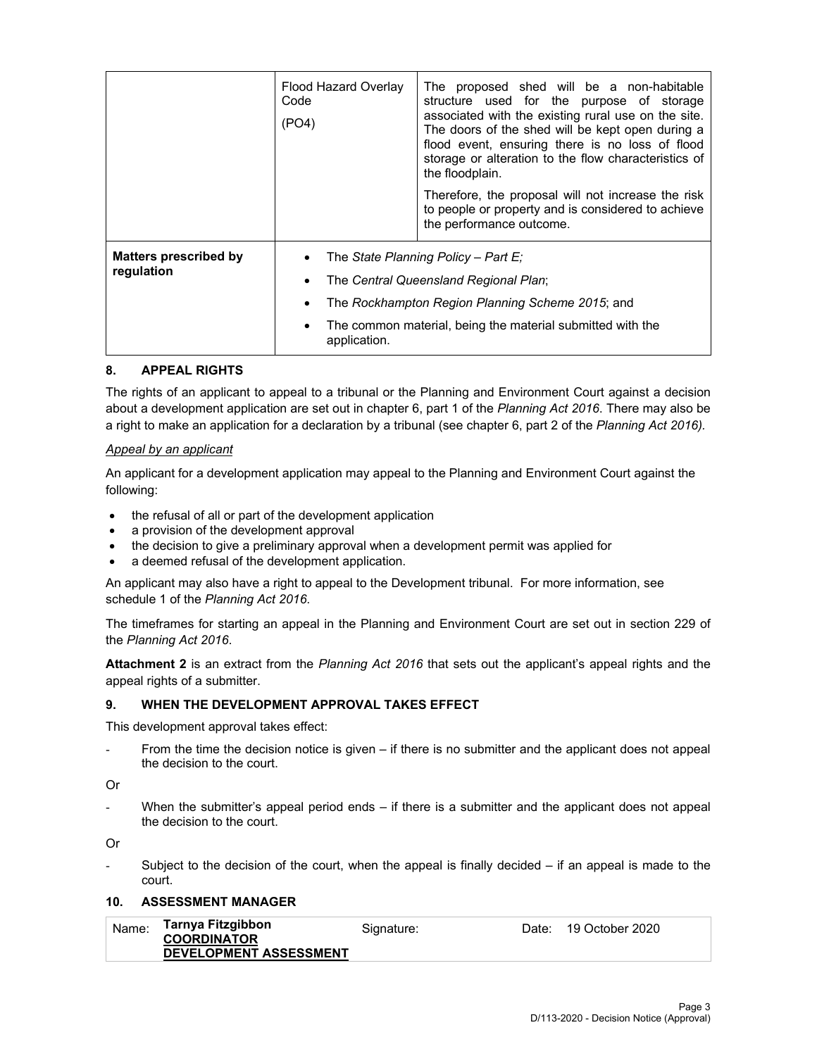| | | |
|---|---|---|
| | Flood Hazard Overlay Code (PO4) | The proposed shed will be a non-habitable structure used for the purpose of storage associated with the existing rural use on the site. The doors of the shed will be kept open during a flood event, ensuring there is no loss of flood storage or alteration to the flow characteristics of the floodplain.<br><br>Therefore, the proposal will not increase the risk to people or property and is considered to achieve the performance outcome. |
| **Matters prescribed by regulation** | • The *State Planning Policy – Part E;*<br>• The *Central Queensland Regional Plan*;<br>• The *Rockhampton Region Planning Scheme 2015*; and<br>• The common material, being the material submitted with the application. | |

## 8. APPEAL RIGHTS

The rights of an applicant to appeal to a tribunal or the Planning and Environment Court against a decision about a development application are set out in chapter 6, part 1 of the *Planning Act 2016*. There may also be a right to make an application for a declaration by a tribunal (see chapter 6, part 2 of the *Planning Act 2016).*

*Appeal by an applicant*

An applicant for a development application may appeal to the Planning and Environment Court against the following:

- the refusal of all or part of the development application
- a provision of the development approval
- the decision to give a preliminary approval when a development permit was applied for
- a deemed refusal of the development application.

An applicant may also have a right to appeal to the Development tribunal. For more information, see schedule 1 of the *Planning Act 2016*.

The timeframes for starting an appeal in the Planning and Environment Court are set out in section 229 of the *Planning Act 2016*.

**Attachment 2** is an extract from the *Planning Act 2016* that sets out the applicant's appeal rights and the appeal rights of a submitter.

## 9. WHEN THE DEVELOPMENT APPROVAL TAKES EFFECT

This development approval takes effect:

- From the time the decision notice is given – if there is no submitter and the applicant does not appeal the decision to the court.

Or

- When the submitter's appeal period ends – if there is a submitter and the applicant does not appeal the decision to the court.

Or

- Subject to the decision of the court, when the appeal is finally decided – if an appeal is made to the court.

## 10. ASSESSMENT MANAGER

| Name: | **Tarnya Fitzgibbon**<br>**COORDINATOR DEVELOPMENT ASSESSMENT** | Signature: | | Date: | 19 October 2020 |
|---|---|---|---|---|---|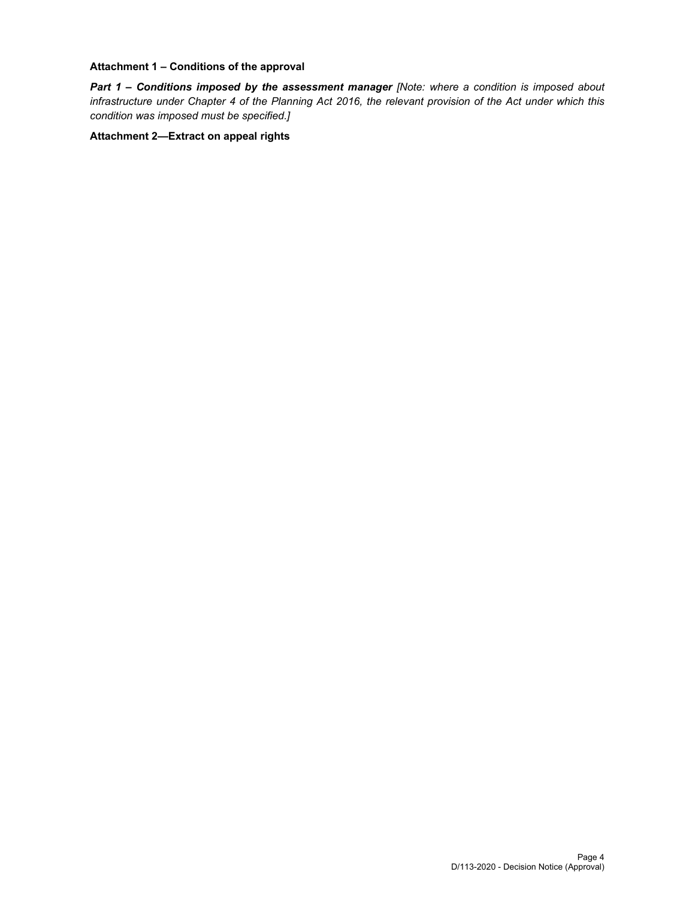**Attachment 1 – Conditions of the approval**

***Part 1 – Conditions imposed by the assessment manager*** *[Note: where a condition is imposed about infrastructure under Chapter 4 of the Planning Act 2016, the relevant provision of the Act under which this condition was imposed must be specified.]*

**Attachment 2—Extract on appeal rights**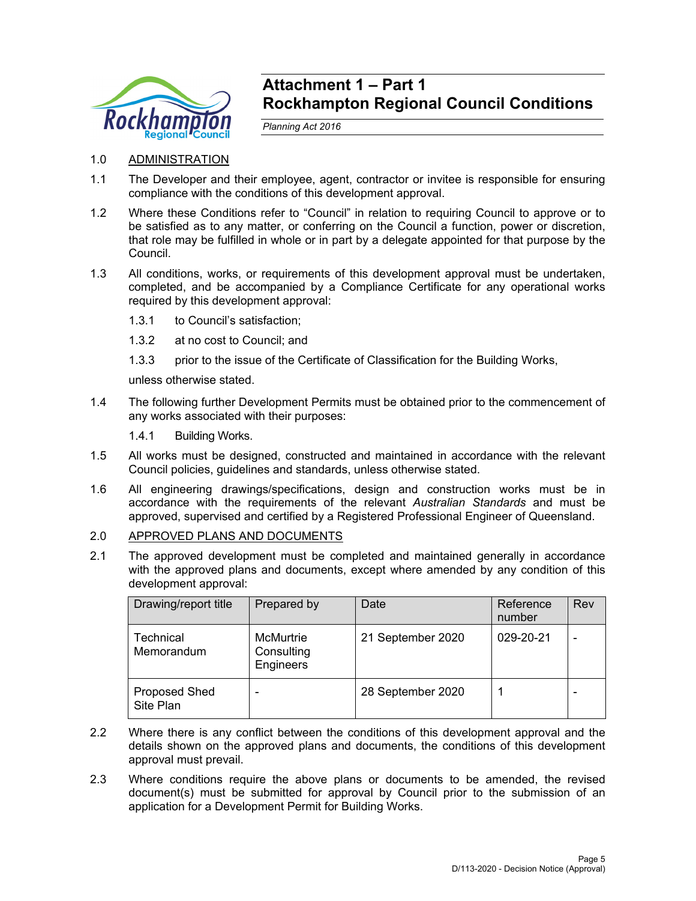# Attachment 1 – Part 1
# Rockhampton Regional Council Conditions

*Planning Act 2016*

1.0 ADMINISTRATION

1.1 The Developer and their employee, agent, contractor or invitee is responsible for ensuring compliance with the conditions of this development approval.

1.2 Where these Conditions refer to "Council" in relation to requiring Council to approve or to be satisfied as to any matter, or conferring on the Council a function, power or discretion, that role may be fulfilled in whole or in part by a delegate appointed for that purpose by the Council.

1.3 All conditions, works, or requirements of this development approval must be undertaken, completed, and be accompanied by a Compliance Certificate for any operational works required by this development approval:

1.3.1 to Council's satisfaction;

1.3.2 at no cost to Council; and

1.3.3 prior to the issue of the Certificate of Classification for the Building Works,

unless otherwise stated.

1.4 The following further Development Permits must be obtained prior to the commencement of any works associated with their purposes:

1.4.1 Building Works.

1.5 All works must be designed, constructed and maintained in accordance with the relevant Council policies, guidelines and standards, unless otherwise stated.

1.6 All engineering drawings/specifications, design and construction works must be in accordance with the requirements of the relevant *Australian Standards* and must be approved, supervised and certified by a Registered Professional Engineer of Queensland.

2.0 APPROVED PLANS AND DOCUMENTS

2.1 The approved development must be completed and maintained generally in accordance with the approved plans and documents, except where amended by any condition of this development approval:

| Drawing/report title | Prepared by | Date | Reference number | Rev |
|---|---|---|---|---|
| Technical Memorandum | McMurtrie Consulting Engineers | 21 September 2020 | 029-20-21 | - |
| Proposed Shed Site Plan | - | 28 September 2020 | 1 | - |

2.2 Where there is any conflict between the conditions of this development approval and the details shown on the approved plans and documents, the conditions of this development approval must prevail.

2.3 Where conditions require the above plans or documents to be amended, the revised document(s) must be submitted for approval by Council prior to the submission of an application for a Development Permit for Building Works.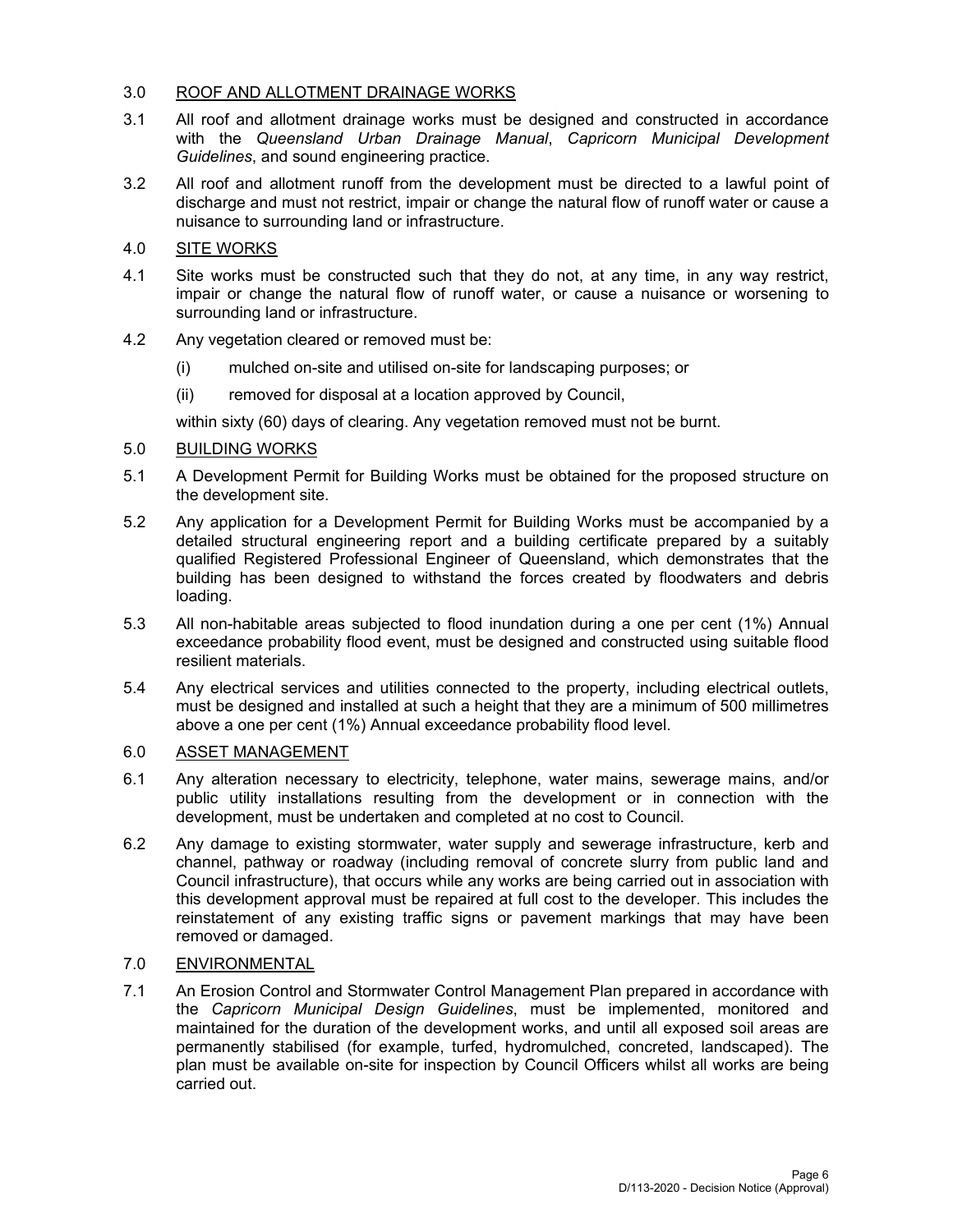## 3.0 ROOF AND ALLOTMENT DRAINAGE WORKS

3.1 All roof and allotment drainage works must be designed and constructed in accordance with the *Queensland Urban Drainage Manual*, *Capricorn Municipal Development Guidelines*, and sound engineering practice.

3.2 All roof and allotment runoff from the development must be directed to a lawful point of discharge and must not restrict, impair or change the natural flow of runoff water or cause a nuisance to surrounding land or infrastructure.

## 4.0 SITE WORKS

4.1 Site works must be constructed such that they do not, at any time, in any way restrict, impair or change the natural flow of runoff water, or cause a nuisance or worsening to surrounding land or infrastructure.

4.2 Any vegetation cleared or removed must be:

(i) mulched on-site and utilised on-site for landscaping purposes; or

(ii) removed for disposal at a location approved by Council,

within sixty (60) days of clearing. Any vegetation removed must not be burnt.

## 5.0 BUILDING WORKS

5.1 A Development Permit for Building Works must be obtained for the proposed structure on the development site.

5.2 Any application for a Development Permit for Building Works must be accompanied by a detailed structural engineering report and a building certificate prepared by a suitably qualified Registered Professional Engineer of Queensland, which demonstrates that the building has been designed to withstand the forces created by floodwaters and debris loading.

5.3 All non-habitable areas subjected to flood inundation during a one per cent (1%) Annual exceedance probability flood event, must be designed and constructed using suitable flood resilient materials.

5.4 Any electrical services and utilities connected to the property, including electrical outlets, must be designed and installed at such a height that they are a minimum of 500 millimetres above a one per cent (1%) Annual exceedance probability flood level.

## 6.0 ASSET MANAGEMENT

6.1 Any alteration necessary to electricity, telephone, water mains, sewerage mains, and/or public utility installations resulting from the development or in connection with the development, must be undertaken and completed at no cost to Council.

6.2 Any damage to existing stormwater, water supply and sewerage infrastructure, kerb and channel, pathway or roadway (including removal of concrete slurry from public land and Council infrastructure), that occurs while any works are being carried out in association with this development approval must be repaired at full cost to the developer. This includes the reinstatement of any existing traffic signs or pavement markings that may have been removed or damaged.

## 7.0 ENVIRONMENTAL

7.1 An Erosion Control and Stormwater Control Management Plan prepared in accordance with the *Capricorn Municipal Design Guidelines*, must be implemented, monitored and maintained for the duration of the development works, and until all exposed soil areas are permanently stabilised (for example, turfed, hydromulched, concreted, landscaped). The plan must be available on-site for inspection by Council Officers whilst all works are being carried out.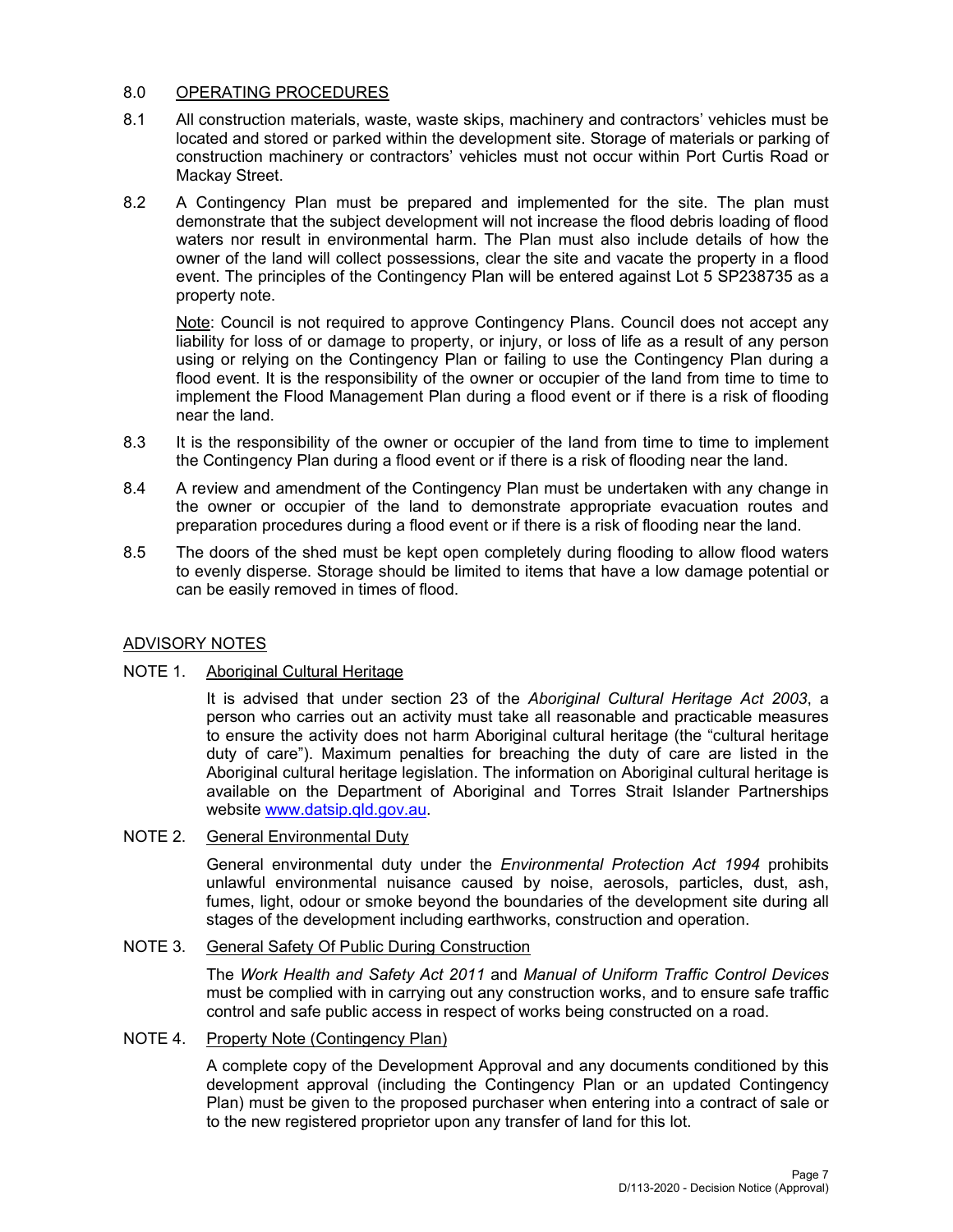## 8.0 OPERATING PROCEDURES

8.1 All construction materials, waste, waste skips, machinery and contractors' vehicles must be located and stored or parked within the development site. Storage of materials or parking of construction machinery or contractors' vehicles must not occur within Port Curtis Road or Mackay Street.

8.2 A Contingency Plan must be prepared and implemented for the site. The plan must demonstrate that the subject development will not increase the flood debris loading of flood waters nor result in environmental harm. The Plan must also include details of how the owner of the land will collect possessions, clear the site and vacate the property in a flood event. The principles of the Contingency Plan will be entered against Lot 5 SP238735 as a property note.

Note: Council is not required to approve Contingency Plans. Council does not accept any liability for loss of or damage to property, or injury, or loss of life as a result of any person using or relying on the Contingency Plan or failing to use the Contingency Plan during a flood event. It is the responsibility of the owner or occupier of the land from time to time to implement the Flood Management Plan during a flood event or if there is a risk of flooding near the land.

8.3 It is the responsibility of the owner or occupier of the land from time to time to implement the Contingency Plan during a flood event or if there is a risk of flooding near the land.

8.4 A review and amendment of the Contingency Plan must be undertaken with any change in the owner or occupier of the land to demonstrate appropriate evacuation routes and preparation procedures during a flood event or if there is a risk of flooding near the land.

8.5 The doors of the shed must be kept open completely during flooding to allow flood waters to evenly disperse. Storage should be limited to items that have a low damage potential or can be easily removed in times of flood.

## ADVISORY NOTES

NOTE 1. Aboriginal Cultural Heritage

It is advised that under section 23 of the *Aboriginal Cultural Heritage Act 2003*, a person who carries out an activity must take all reasonable and practicable measures to ensure the activity does not harm Aboriginal cultural heritage (the "cultural heritage duty of care"). Maximum penalties for breaching the duty of care are listed in the Aboriginal cultural heritage legislation. The information on Aboriginal cultural heritage is available on the Department of Aboriginal and Torres Strait Islander Partnerships website www.datsip.qld.gov.au.

NOTE 2. General Environmental Duty

General environmental duty under the *Environmental Protection Act 1994* prohibits unlawful environmental nuisance caused by noise, aerosols, particles, dust, ash, fumes, light, odour or smoke beyond the boundaries of the development site during all stages of the development including earthworks, construction and operation.

NOTE 3. General Safety Of Public During Construction

The *Work Health and Safety Act 2011* and *Manual of Uniform Traffic Control Devices* must be complied with in carrying out any construction works, and to ensure safe traffic control and safe public access in respect of works being constructed on a road.

NOTE 4. Property Note (Contingency Plan)

A complete copy of the Development Approval and any documents conditioned by this development approval (including the Contingency Plan or an updated Contingency Plan) must be given to the proposed purchaser when entering into a contract of sale or to the new registered proprietor upon any transfer of land for this lot.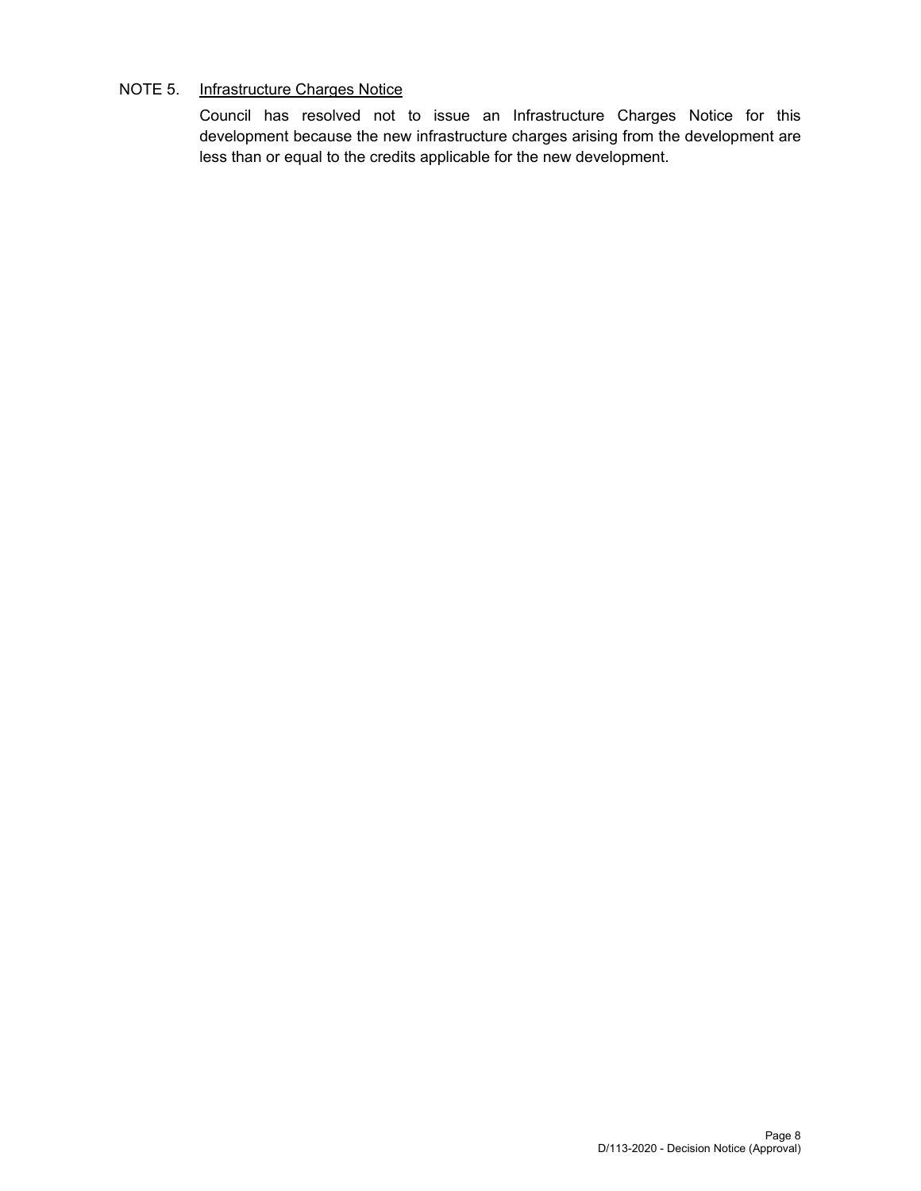NOTE 5. <u>Infrastructure Charges Notice</u>

Council has resolved not to issue an Infrastructure Charges Notice for this development because the new infrastructure charges arising from the development are less than or equal to the credits applicable for the new development.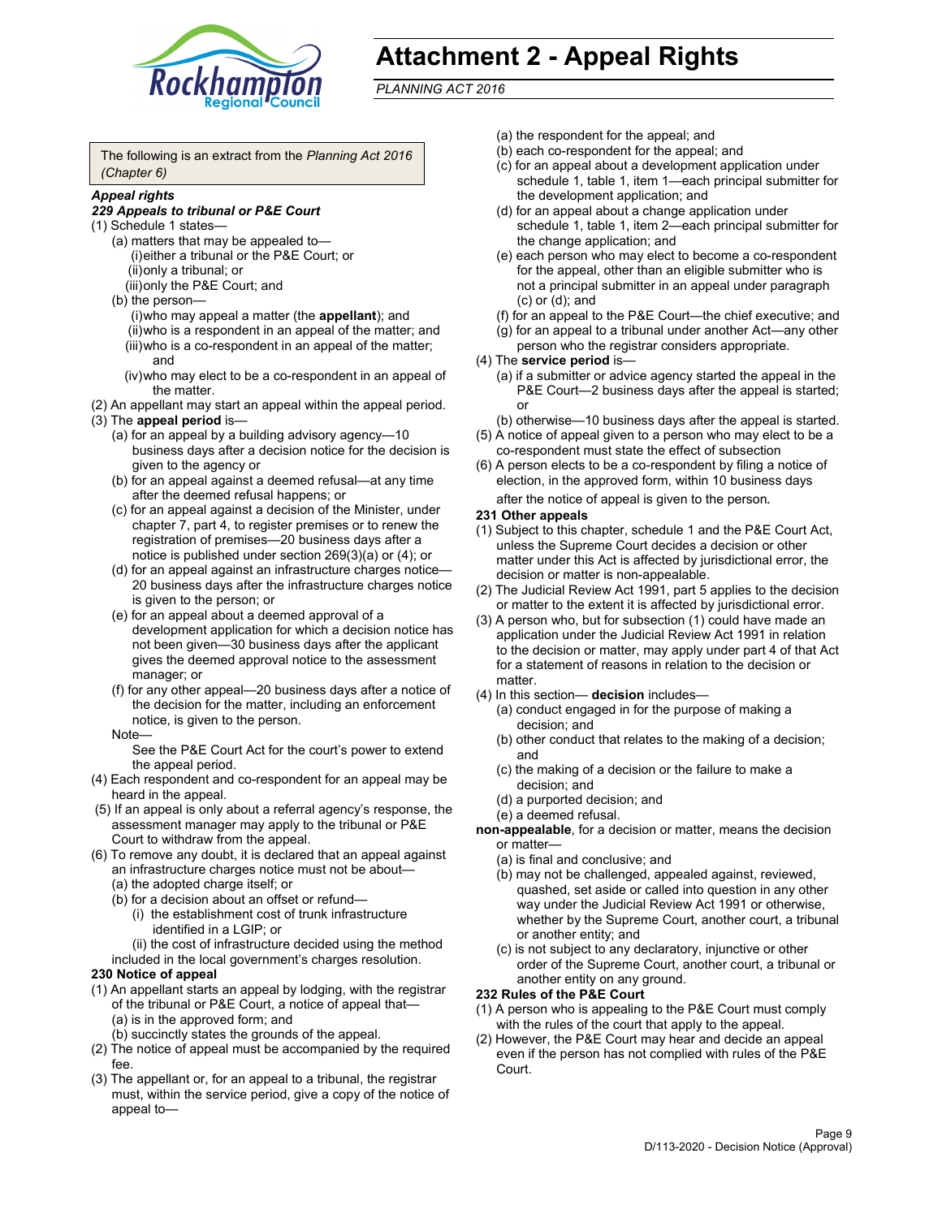# Attachment 2 - Appeal Rights

*PLANNING ACT 2016*

The following is an extract from the *Planning Act 2016 (Chapter 6)*

***Appeal rights***

***229 Appeals to tribunal or P&E Court***

(1) Schedule 1 states—

- (a) matters that may be appealed to—
  - (i) either a tribunal or the P&E Court; or
  - (ii) only a tribunal; or
  - (iii) only the P&E Court; and
- (b) the person—
  - (i) who may appeal a matter (the **appellant**); and
  - (ii) who is a respondent in an appeal of the matter; and
  - (iii) who is a co-respondent in an appeal of the matter; and
  - (iv) who may elect to be a co-respondent in an appeal of the matter.

(2) An appellant may start an appeal within the appeal period.

(3) The **appeal period** is—

- (a) for an appeal by a building advisory agency—10 business days after a decision notice for the decision is given to the agency or
- (b) for an appeal against a deemed refusal—at any time after the deemed refusal happens; or
- (c) for an appeal against a decision of the Minister, under chapter 7, part 4, to register premises or to renew the registration of premises—20 business days after a notice is published under section 269(3)(a) or (4); or
- (d) for an appeal against an infrastructure charges notice—20 business days after the infrastructure charges notice is given to the person; or
- (e) for an appeal about a deemed approval of a development application for which a decision notice has not been given—30 business days after the applicant gives the deemed approval notice to the assessment manager; or
- (f) for any other appeal—20 business days after a notice of the decision for the matter, including an enforcement notice, is given to the person.

Note—

See the P&E Court Act for the court's power to extend the appeal period.

(4) Each respondent and co-respondent for an appeal may be heard in the appeal.

(5) If an appeal is only about a referral agency's response, the assessment manager may apply to the tribunal or P&E Court to withdraw from the appeal.

(6) To remove any doubt, it is declared that an appeal against an infrastructure charges notice must not be about—

- (a) the adopted charge itself; or
- (b) for a decision about an offset or refund—
  - (i) the establishment cost of trunk infrastructure identified in a LGIP; or
  - (ii) the cost of infrastructure decided using the method included in the local government's charges resolution.

**230 Notice of appeal**

(1) An appellant starts an appeal by lodging, with the registrar of the tribunal or P&E Court, a notice of appeal that—

- (a) is in the approved form; and
- (b) succinctly states the grounds of the appeal.

(2) The notice of appeal must be accompanied by the required fee.

(3) The appellant or, for an appeal to a tribunal, the registrar must, within the service period, give a copy of the notice of appeal to—

- (a) the respondent for the appeal; and
- (b) each co-respondent for the appeal; and
- (c) for an appeal about a development application under schedule 1, table 1, item 1—each principal submitter for the development application; and
- (d) for an appeal about a change application under schedule 1, table 1, item 2—each principal submitter for the change application; and
- (e) each person who may elect to become a co-respondent for the appeal, other than an eligible submitter who is not a principal submitter in an appeal under paragraph (c) or (d); and
- (f) for an appeal to the P&E Court—the chief executive; and
- (g) for an appeal to a tribunal under another Act—any other person who the registrar considers appropriate.

(4) The **service period** is—

- (a) if a submitter or advice agency started the appeal in the P&E Court—2 business days after the appeal is started; or
- (b) otherwise—10 business days after the appeal is started.

(5) A notice of appeal given to a person who may elect to be a co-respondent must state the effect of subsection

(6) A person elects to be a co-respondent by filing a notice of election, in the approved form, within 10 business days after the notice of appeal is given to the person.

**231 Other appeals**

(1) Subject to this chapter, schedule 1 and the P&E Court Act, unless the Supreme Court decides a decision or other matter under this Act is affected by jurisdictional error, the decision or matter is non-appealable.

(2) The Judicial Review Act 1991, part 5 applies to the decision or matter to the extent it is affected by jurisdictional error.

(3) A person who, but for subsection (1) could have made an application under the Judicial Review Act 1991 in relation to the decision or matter, may apply under part 4 of that Act for a statement of reasons in relation to the decision or matter.

(4) In this section— **decision** includes—

- (a) conduct engaged in for the purpose of making a decision; and
- (b) other conduct that relates to the making of a decision; and
- (c) the making of a decision or the failure to make a decision; and
- (d) a purported decision; and
- (e) a deemed refusal.

**non-appealable**, for a decision or matter, means the decision or matter—

- (a) is final and conclusive; and
- (b) may not be challenged, appealed against, reviewed, quashed, set aside or called into question in any other way under the Judicial Review Act 1991 or otherwise, whether by the Supreme Court, another court, a tribunal or another entity; and
- (c) is not subject to any declaratory, injunctive or other order of the Supreme Court, another court, a tribunal or another entity on any ground.

**232 Rules of the P&E Court**

(1) A person who is appealing to the P&E Court must comply with the rules of the court that apply to the appeal.

(2) However, the P&E Court may hear and decide an appeal even if the person has not complied with rules of the P&E Court.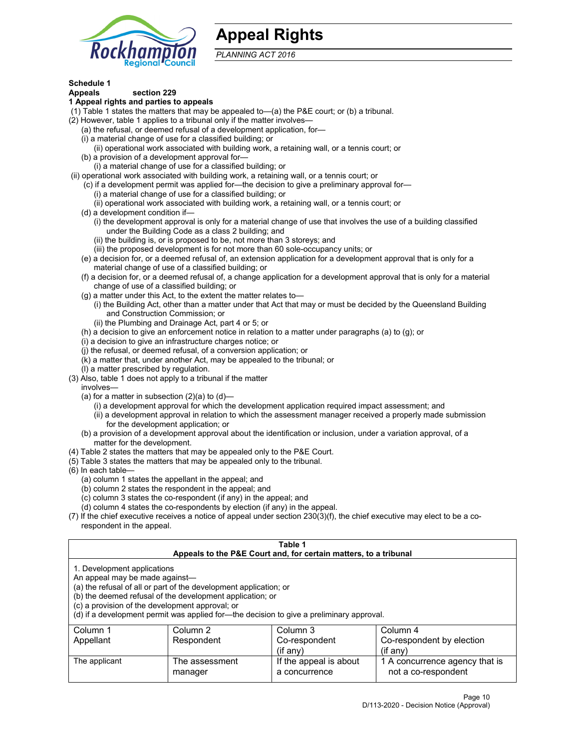# Appeal Rights

*PLANNING ACT 2016*

**Schedule 1**
**Appeals section 229**
**1 Appeal rights and parties to appeals**

(1) Table 1 states the matters that may be appealed to—(a) the P&E court; or (b) a tribunal.

(2) However, table 1 applies to a tribunal only if the matter involves—

(a) the refusal, or deemed refusal of a development application, for—

(i) a material change of use for a classified building; or

(ii) operational work associated with building work, a retaining wall, or a tennis court; or

(b) a provision of a development approval for—

(i) a material change of use for a classified building; or

(ii) operational work associated with building work, a retaining wall, or a tennis court; or

(c) if a development permit was applied for—the decision to give a preliminary approval for—

(i) a material change of use for a classified building; or

(ii) operational work associated with building work, a retaining wall, or a tennis court; or

(d) a development condition if—

(i) the development approval is only for a material change of use that involves the use of a building classified under the Building Code as a class 2 building; and

(ii) the building is, or is proposed to be, not more than 3 storeys; and

(iii) the proposed development is for not more than 60 sole-occupancy units; or

(e) a decision for, or a deemed refusal of, an extension application for a development approval that is only for a material change of use of a classified building; or

(f) a decision for, or a deemed refusal of, a change application for a development approval that is only for a material change of use of a classified building; or

(g) a matter under this Act, to the extent the matter relates to—

(i) the Building Act, other than a matter under that Act that may or must be decided by the Queensland Building and Construction Commission; or

(ii) the Plumbing and Drainage Act, part 4 or 5; or

(h) a decision to give an enforcement notice in relation to a matter under paragraphs (a) to (g); or

(i) a decision to give an infrastructure charges notice; or

(j) the refusal, or deemed refusal, of a conversion application; or

(k) a matter that, under another Act, may be appealed to the tribunal; or

(l) a matter prescribed by regulation.

(3) Also, table 1 does not apply to a tribunal if the matter involves—

(a) for a matter in subsection (2)(a) to (d)—

(i) a development approval for which the development application required impact assessment; and

(ii) a development approval in relation to which the assessment manager received a properly made submission for the development application; or

(b) a provision of a development approval about the identification or inclusion, under a variation approval, of a matter for the development.

(4) Table 2 states the matters that may be appealed only to the P&E Court.

(5) Table 3 states the matters that may be appealed only to the tribunal.

(6) In each table—

(a) column 1 states the appellant in the appeal; and

(b) column 2 states the respondent in the appeal; and

(c) column 3 states the co-respondent (if any) in the appeal; and

(d) column 4 states the co-respondents by election (if any) in the appeal.

(7) If the chief executive receives a notice of appeal under section 230(3)(f), the chief executive may elect to be a co-respondent in the appeal.

**Table 1**
**Appeals to the P&E Court and, for certain matters, to a tribunal**

1. Development applications

An appeal may be made against—

(a) the refusal of all or part of the development application; or

(b) the deemed refusal of the development application; or

(c) a provision of the development approval; or

(d) if a development permit was applied for—the decision to give a preliminary approval.

| Column 1 Appellant | Column 2 Respondent | Column 3 Co-respondent (if any) | Column 4 Co-respondent by election (if any) |
|---|---|---|---|
| The applicant | The assessment manager | If the appeal is about a concurrence | 1 A concurrence agency that is not a co-respondent |

D/113-2020 - Decision Notice (Approval)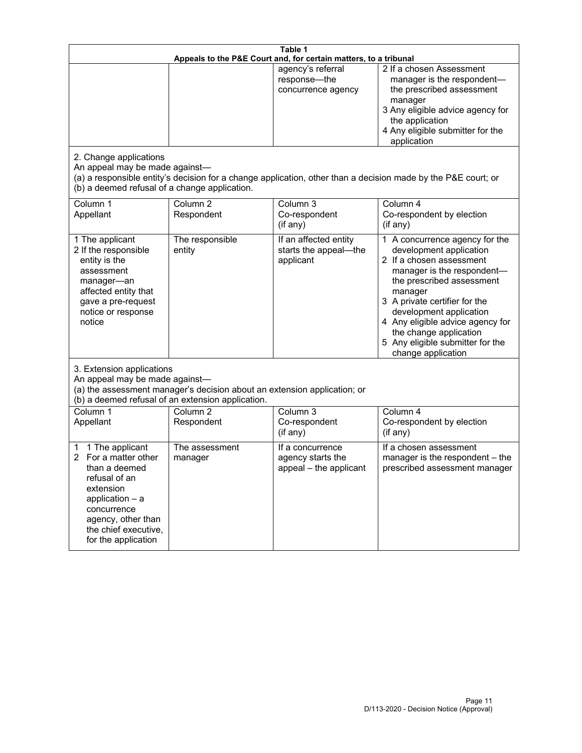**Table 1**
**Appeals to the P&E Court and, for certain matters, to a tribunal**

| | | | |
|---|---|---|---|
| | | agency's referral response—the concurrence agency | 2 If a chosen Assessment manager is the respondent—the prescribed assessment manager<br>3 Any eligible advice agency for the application<br>4 Any eligible submitter for the application |

2. Change applications
An appeal may be made against—
(a) a responsible entity's decision for a change application, other than a decision made by the P&E court; or
(b) a deemed refusal of a change application.

| Column 1<br>Appellant | Column 2<br>Respondent | Column 3<br>Co-respondent<br>(if any) | Column 4<br>Co-respondent by election<br>(if any) |
|---|---|---|---|
| 1 The applicant<br>2 If the responsible entity is the assessment manager—an affected entity that gave a pre-request notice or response notice | The responsible entity | If an affected entity starts the appeal—the applicant | 1 A concurrence agency for the development application<br>2 If a chosen assessment manager is the respondent—the prescribed assessment manager<br>3 A private certifier for the development application<br>4 Any eligible advice agency for the change application<br>5 Any eligible submitter for the change application |

3. Extension applications
An appeal may be made against—
(a) the assessment manager's decision about an extension application; or
(b) a deemed refusal of an extension application.

| Column 1<br>Appellant | Column 2<br>Respondent | Column 3<br>Co-respondent<br>(if any) | Column 4<br>Co-respondent by election<br>(if any) |
|---|---|---|---|
| 1 1 The applicant<br>2 For a matter other than a deemed refusal of an extension application – a concurrence agency, other than the chief executive, for the application | The assessment manager | If a concurrence agency starts the appeal – the applicant | If a chosen assessment manager is the respondent – the prescribed assessment manager |

D/113-2020 - Decision Notice (Approval)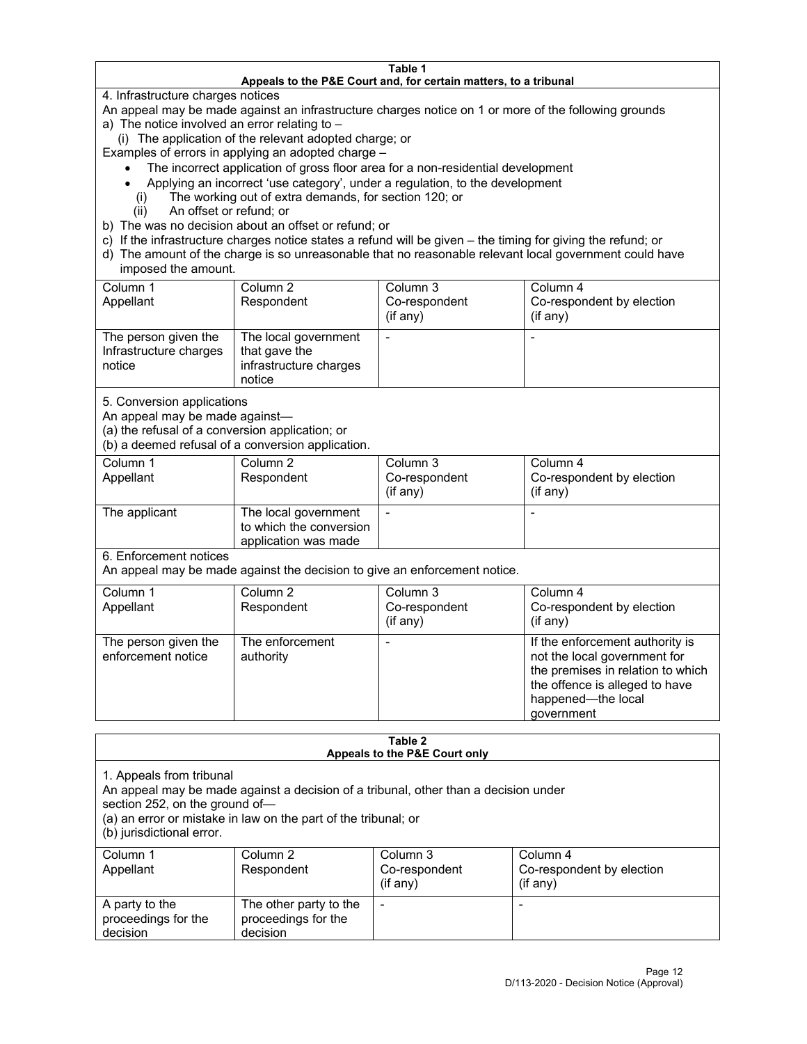**Table 1**
**Appeals to the P&E Court and, for certain matters, to a tribunal**

4. Infrastructure charges notices

An appeal may be made against an infrastructure charges notice on 1 or more of the following grounds

a) The notice involved an error relating to –
   (i) The application of the relevant adopted charge; or

Examples of errors in applying an adopted charge –

- The incorrect application of gross floor area for a non-residential development
- Applying an incorrect 'use category', under a regulation, to the development
   (i) The working out of extra demands, for section 120; or
   (ii) An offset or refund; or

b) The was no decision about an offset or refund; or

c) If the infrastructure charges notice states a refund will be given – the timing for giving the refund; or

d) The amount of the charge is so unreasonable that no reasonable relevant local government could have imposed the amount.

| Column 1 Appellant | Column 2 Respondent | Column 3 Co-respondent (if any) | Column 4 Co-respondent by election (if any) |
|---|---|---|---|
| The person given the Infrastructure charges notice | The local government that gave the infrastructure charges notice | - | - |

5. Conversion applications

An appeal may be made against—

(a) the refusal of a conversion application; or

(b) a deemed refusal of a conversion application.

| Column 1 Appellant | Column 2 Respondent | Column 3 Co-respondent (if any) | Column 4 Co-respondent by election (if any) |
|---|---|---|---|
| The applicant | The local government to which the conversion application was made | - | - |

6. Enforcement notices

An appeal may be made against the decision to give an enforcement notice.

| Column 1 Appellant | Column 2 Respondent | Column 3 Co-respondent (if any) | Column 4 Co-respondent by election (if any) |
|---|---|---|---|
| The person given the enforcement notice | The enforcement authority | - | If the enforcement authority is not the local government for the premises in relation to which the offence is alleged to have happened—the local government |

**Table 2**
**Appeals to the P&E Court only**

1. Appeals from tribunal

An appeal may be made against a decision of a tribunal, other than a decision under section 252, on the ground of—

(a) an error or mistake in law on the part of the tribunal; or

(b) jurisdictional error.

| Column 1 Appellant | Column 2 Respondent | Column 3 Co-respondent (if any) | Column 4 Co-respondent by election (if any) |
|---|---|---|---|
| A party to the proceedings for the decision | The other party to the proceedings for the decision | - | - |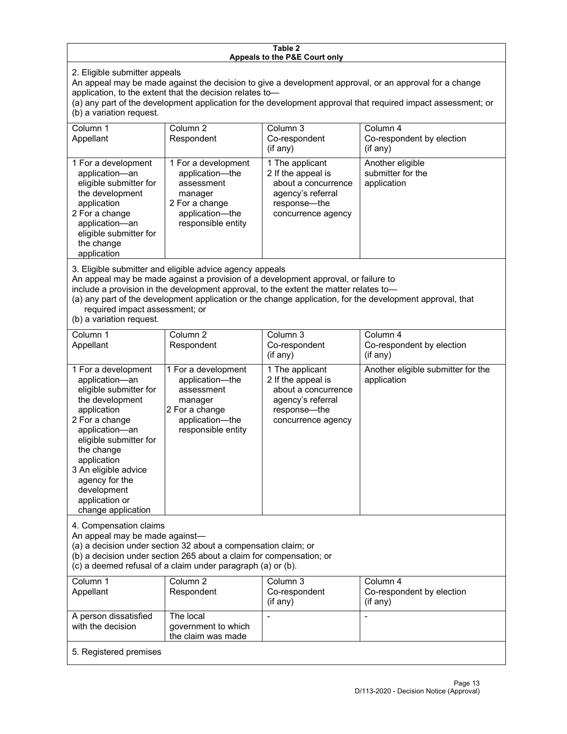**Table 2**
**Appeals to the P&E Court only**

2. Eligible submitter appeals

An appeal may be made against the decision to give a development approval, or an approval for a change application, to the extent that the decision relates to—

(a) any part of the development application for the development approval that required impact assessment; or

(b) a variation request.

| Column 1<br>Appellant | Column 2<br>Respondent | Column 3<br>Co-respondent<br>(if any) | Column 4<br>Co-respondent by election<br>(if any) |
|---|---|---|---|
| 1 For a development application—an eligible submitter for the development application<br>2 For a change application—an eligible submitter for the change application | 1 For a development application—the assessment manager<br>2 For a change application—the responsible entity | 1 The applicant<br>2 If the appeal is about a concurrence agency's referral response—the concurrence agency | Another eligible submitter for the application |

3. Eligible submitter and eligible advice agency appeals

An appeal may be made against a provision of a development approval, or failure to include a provision in the development approval, to the extent the matter relates to—

(a) any part of the development application or the change application, for the development approval, that required impact assessment; or

(b) a variation request.

| Column 1<br>Appellant | Column 2<br>Respondent | Column 3<br>Co-respondent<br>(if any) | Column 4<br>Co-respondent by election<br>(if any) |
|---|---|---|---|
| 1 For a development application—an eligible submitter for the development application<br>2 For a change application—an eligible submitter for the change application<br>3 An eligible advice agency for the development application or change application | 1 For a development application—the assessment manager<br>2 For a change application—the responsible entity | 1 The applicant<br>2 If the appeal is about a concurrence agency's referral response—the concurrence agency | Another eligible submitter for the application |

4. Compensation claims

An appeal may be made against—

(a) a decision under section 32 about a compensation claim; or

(b) a decision under section 265 about a claim for compensation; or

(c) a deemed refusal of a claim under paragraph (a) or (b).

| Column 1<br>Appellant | Column 2<br>Respondent | Column 3<br>Co-respondent<br>(if any) | Column 4<br>Co-respondent by election<br>(if any) |
|---|---|---|---|
| A person dissatisfied with the decision | The local government to which the claim was made | - | - |

5. Registered premises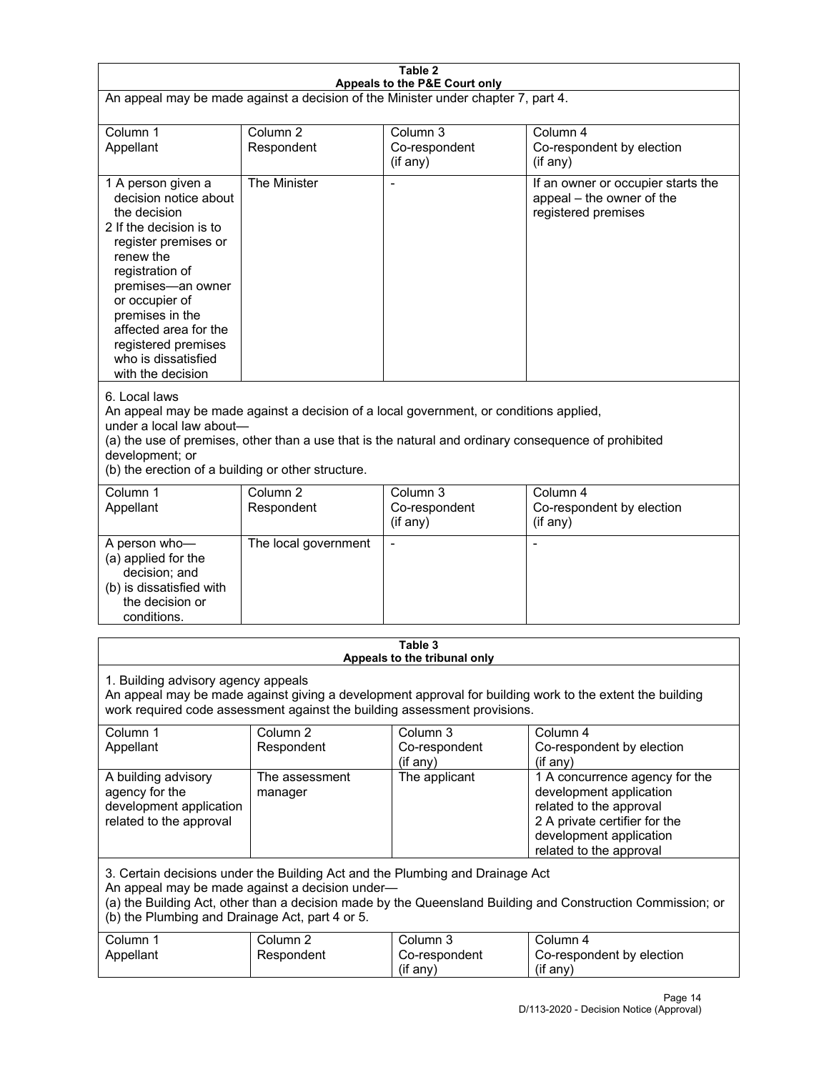**Table 2**
**Appeals to the P&E Court only**

An appeal may be made against a decision of the Minister under chapter 7, part 4.

| Column 1<br>Appellant | Column 2<br>Respondent | Column 3<br>Co-respondent<br>(if any) | Column 4<br>Co-respondent by election<br>(if any) |
|---|---|---|---|
| 1 A person given a decision notice about the decision<br>2 If the decision is to register premises or renew the registration of premises—an owner or occupier of premises in the affected area for the registered premises who is dissatisfied with the decision | The Minister | - | If an owner or occupier starts the appeal – the owner of the registered premises |

6. Local laws
An appeal may be made against a decision of a local government, or conditions applied, under a local law about—
(a) the use of premises, other than a use that is the natural and ordinary consequence of prohibited development; or
(b) the erection of a building or other structure.

| Column 1<br>Appellant | Column 2<br>Respondent | Column 3<br>Co-respondent<br>(if any) | Column 4<br>Co-respondent by election<br>(if any) |
|---|---|---|---|
| A person who—<br>(a) applied for the decision; and<br>(b) is dissatisfied with the decision or conditions. | The local government | - | - |

**Table 3**
**Appeals to the tribunal only**

1. Building advisory agency appeals
An appeal may be made against giving a development approval for building work to the extent the building work required code assessment against the building assessment provisions.

| Column 1<br>Appellant | Column 2<br>Respondent | Column 3<br>Co-respondent<br>(if any) | Column 4<br>Co-respondent by election<br>(if any) |
|---|---|---|---|
| A building advisory agency for the development application related to the approval | The assessment manager | The applicant | 1 A concurrence agency for the development application related to the approval<br>2 A private certifier for the development application related to the approval |

3. Certain decisions under the Building Act and the Plumbing and Drainage Act
An appeal may be made against a decision under—
(a) the Building Act, other than a decision made by the Queensland Building and Construction Commission; or
(b) the Plumbing and Drainage Act, part 4 or 5.

| Column 1<br>Appellant | Column 2<br>Respondent | Column 3<br>Co-respondent<br>(if any) | Column 4<br>Co-respondent by election<br>(if any) |
|---|---|---|---|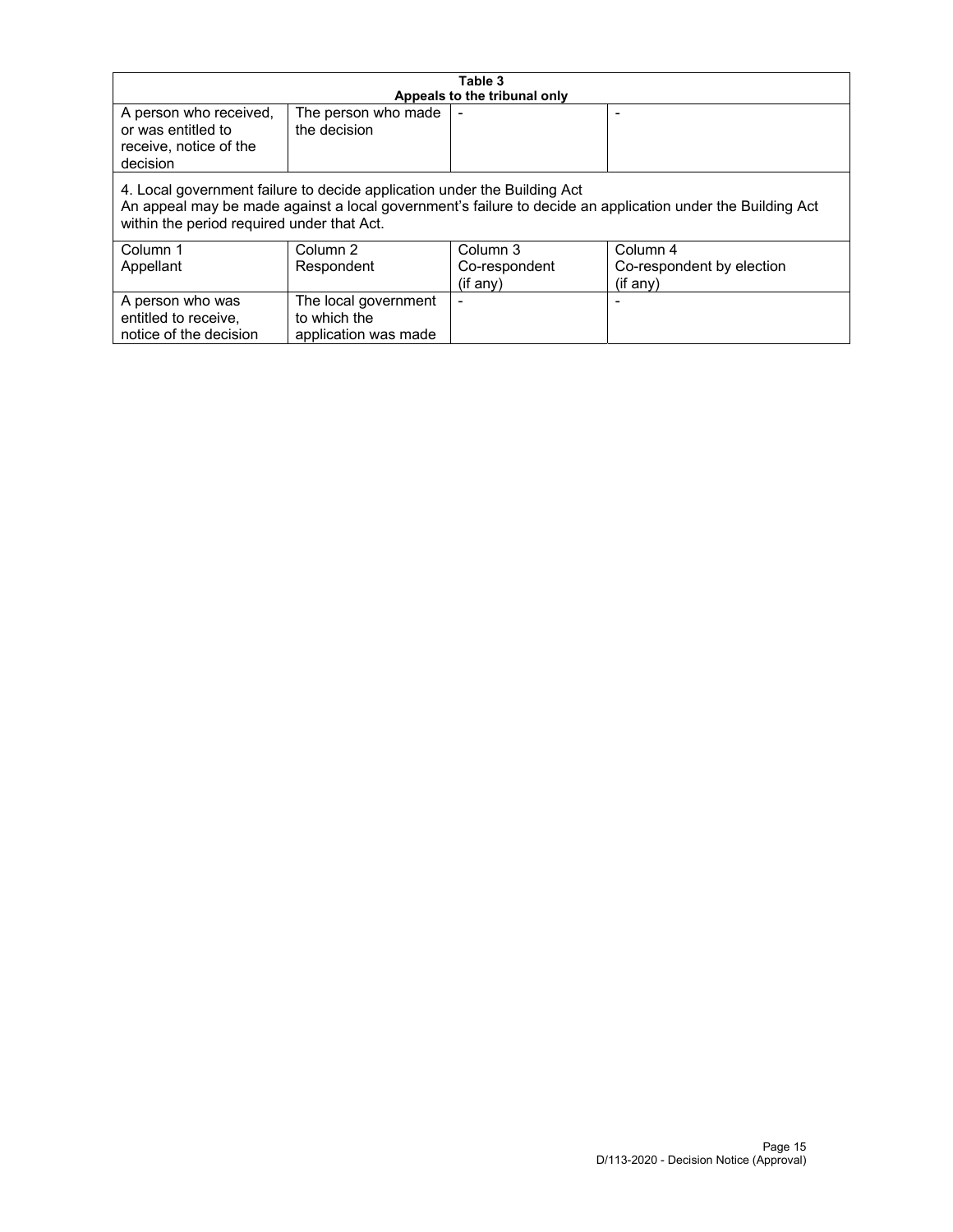| Table 3<br>Appeals to the tribunal only | | | |
|---|---|---|---|
| A person who received, or was entitled to receive, notice of the decision | The person who made the decision | - | - |

4. Local government failure to decide application under the Building Act
An appeal may be made against a local government's failure to decide an application under the Building Act within the period required under that Act.

| Column 1<br>Appellant | Column 2<br>Respondent | Column 3<br>Co-respondent (if any) | Column 4<br>Co-respondent by election (if any) |
|---|---|---|---|
| A person who was entitled to receive, notice of the decision | The local government to which the application was made | - | - |